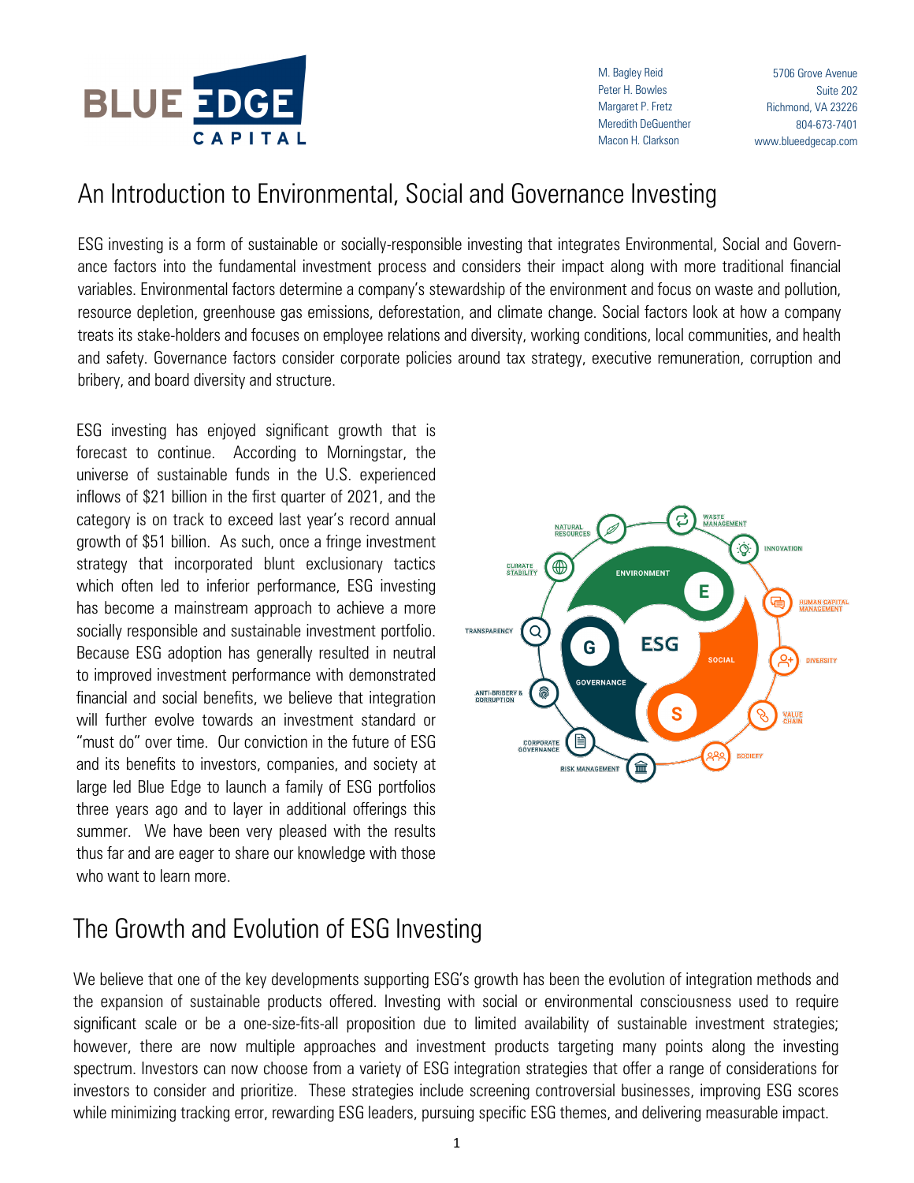BLUE EDGE CAPITAL

M. Bagley Reid
Peter H. Bowles
Margaret P. Fretz
Meredith DeGuenther
Macon H. Clarkson

5706 Grove Avenue
Suite 202
Richmond, VA 23226
804-673-7401
www.blueedgecap.com

# An Introduction to Environmental, Social and Governance Investing

ESG investing is a form of sustainable or socially-responsible investing that integrates Environmental, Social and Governance factors into the fundamental investment process and considers their impact along with more traditional financial variables. Environmental factors determine a company's stewardship of the environment and focus on waste and pollution, resource depletion, greenhouse gas emissions, deforestation, and climate change. Social factors look at how a company treats its stake-holders and focuses on employee relations and diversity, working conditions, local communities, and health and safety. Governance factors consider corporate policies around tax strategy, executive remuneration, corruption and bribery, and board diversity and structure.

ESG investing has enjoyed significant growth that is forecast to continue. According to Morningstar, the universe of sustainable funds in the U.S. experienced inflows of $21 billion in the first quarter of 2021, and the category is on track to exceed last year's record annual growth of $51 billion. As such, once a fringe investment strategy that incorporated blunt exclusionary tactics which often led to inferior performance, ESG investing has become a mainstream approach to achieve a more socially responsible and sustainable investment portfolio. Because ESG adoption has generally resulted in neutral to improved investment performance with demonstrated financial and social benefits, we believe that integration will further evolve towards an investment standard or "must do" over time. Our conviction in the future of ESG and its benefits to investors, companies, and society at large led Blue Edge to launch a family of ESG portfolios three years ago and to layer in additional offerings this summer. We have been very pleased with the results thus far and are eager to share our knowledge with those who want to learn more.

# The Growth and Evolution of ESG Investing

We believe that one of the key developments supporting ESG's growth has been the evolution of integration methods and the expansion of sustainable products offered. Investing with social or environmental consciousness used to require significant scale or be a one-size-fits-all proposition due to limited availability of sustainable investment strategies; however, there are now multiple approaches and investment products targeting many points along the investing spectrum. Investors can now choose from a variety of ESG integration strategies that offer a range of considerations for investors to consider and prioritize. These strategies include screening controversial businesses, improving ESG scores while minimizing tracking error, rewarding ESG leaders, pursuing specific ESG themes, and delivering measurable impact.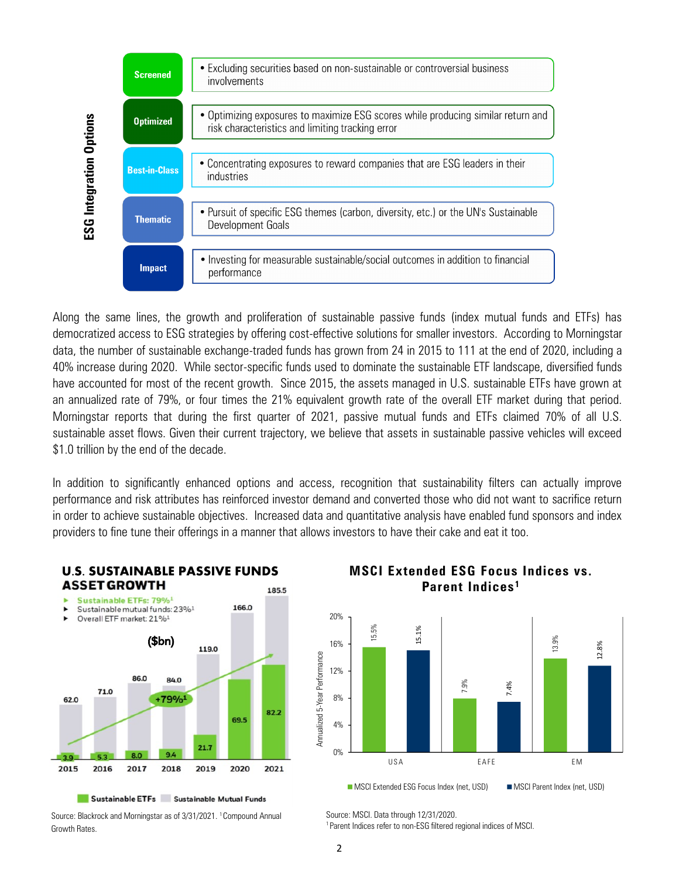**ESG Integration Options**

| Option | Description |
| --- | --- |
| Screened | • Excluding securities based on non-sustainable or controversial business involvements |
| Optimized | • Optimizing exposures to maximize ESG scores while producing similar return and risk characteristics and limiting tracking error |
| Best-in-Class | • Concentrating exposures to reward companies that are ESG leaders in their industries |
| Thematic | • Pursuit of specific ESG themes (carbon, diversity, etc.) or the UN's Sustainable Development Goals |
| Impact | • Investing for measurable sustainable/social outcomes in addition to financial performance |

Along the same lines, the growth and proliferation of sustainable passive funds (index mutual funds and ETFs) has democratized access to ESG strategies by offering cost-effective solutions for smaller investors. According to Morningstar data, the number of sustainable exchange-traded funds has grown from 24 in 2015 to 111 at the end of 2020, including a 40% increase during 2020. While sector-specific funds used to dominate the sustainable ETF landscape, diversified funds have accounted for most of the recent growth. Since 2015, the assets managed in U.S. sustainable ETFs have grown at an annualized rate of 79%, or four times the 21% equivalent growth rate of the overall ETF market during that period. Morningstar reports that during the first quarter of 2021, passive mutual funds and ETFs claimed 70% of all U.S. sustainable asset flows. Given their current trajectory, we believe that assets in sustainable passive vehicles will exceed $1.0 trillion by the end of the decade.

In addition to significantly enhanced options and access, recognition that sustainability filters can actually improve performance and risk attributes has reinforced investor demand and converted those who did not want to sacrifice return in order to achieve sustainable objectives. Increased data and quantitative analysis have enabled fund sponsors and index providers to fine tune their offerings in a manner that allows investors to have their cake and eat it too.

**U.S. SUSTAINABLE PASSIVE FUNDS ASSET GROWTH**

- Sustainable ETFs: 79%[1]
- Sustainable mutual funds: 23%[1]
- Overall ETF market: 21%[1]

($bn)

| Year | Sustainable ETFs | Sustainable Mutual Funds (total) |
| --- | --- | --- |
| 2015 | 3.9 | 62.0 |
| 2016 | 5.3 | 71.0 |
| 2017 | 8.0 | 86.0 |
| 2018 | 9.4 | 84.0 |
| 2019 | 21.7 | 119.0 |
| 2020 | 69.5 | 166.0 |
| 2021 | 82.2 | 185.5 |

+79%[1]

Source: Blackrock and Morningstar as of 3/31/2021. [1]Compound Annual Growth Rates.

**MSCI Extended ESG Focus Indices vs. Parent Indices[1]**

Annualized 5-Year Performance

| Region | MSCI Extended ESG Focus Index (net, USD) | MSCI Parent Index (net, USD) |
| --- | --- | --- |
| USA | 15.5% | 15.1% |
| EAFE | 7.9% | 7.4% |
| EM | 13.9% | 12.8% |

Source: MSCI. Data through 12/31/2020.
[1] Parent Indices refer to non-ESG filtered regional indices of MSCI.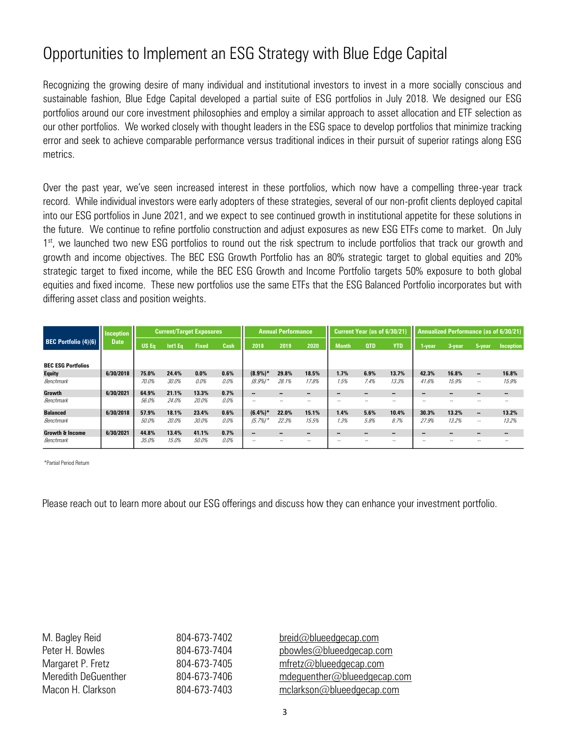# Opportunities to Implement an ESG Strategy with Blue Edge Capital

Recognizing the growing desire of many individual and institutional investors to invest in a more socially conscious and sustainable fashion, Blue Edge Capital developed a partial suite of ESG portfolios in July 2018. We designed our ESG portfolios around our core investment philosophies and employ a similar approach to asset allocation and ETF selection as our other portfolios. We worked closely with thought leaders in the ESG space to develop portfolios that minimize tracking error and seek to achieve comparable performance versus traditional indices in their pursuit of superior ratings along ESG metrics.

Over the past year, we've seen increased interest in these portfolios, which now have a compelling three-year track record. While individual investors were early adopters of these strategies, several of our non-profit clients deployed capital into our ESG portfolios in June 2021, and we expect to see continued growth in institutional appetite for these solutions in the future. We continue to refine portfolio construction and adjust exposures as new ESG ETFs come to market. On July 1st, we launched two new ESG portfolios to round out the risk spectrum to include portfolios that track our growth and growth and income objectives. The BEC ESG Growth Portfolio has an 80% strategic target to global equities and 20% strategic target to fixed income, while the BEC ESG Growth and Income Portfolio targets 50% exposure to both global equities and fixed income. These new portfolios use the same ETFs that the ESG Balanced Portfolio incorporates but with differing asset class and position weights.

| BEC Portfolio (4)(6) | Inception Date | Current/Target Exposures | | | | Annual Performance | | | Current Year (as of 6/30/21) | | | Annualized Performance (as of 6/30/21) | | | |
|---|---|---|---|---|---|---|---|---|---|---|---|---|---|---|---|
| | | US Eq | Int'l Eq | Fixed | Cash | 2018 | 2019 | 2020 | Month | QTD | YTD | 1-year | 3-year | 5-year | Inception |
| **BEC ESG Portfolios** | | | | | | | | | | | | | | | |
| **Equity** | **6/30/2018** | **75.0%** | **24.4%** | **0.0%** | **0.6%** | **(8.9%)*** | **29.8%** | **18.5%** | **1.7%** | **6.9%** | **13.7%** | **42.3%** | **16.8%** | **--** | **16.8%** |
| *Benchmark* | | *70.0%* | *30.0%* | *0.0%* | *0.0%* | *(8.9%)** | *28.1%* | *17.8%* | *1.5%* | *7.4%* | *13.3%* | *41.6%* | *15.9%* | *--* | *15.9%* |
| **Growth** | **6/30/2021** | **64.9%** | **21.1%** | **13.3%** | **0.7%** | **--** | **--** | **--** | **--** | **--** | **--** | **--** | **--** | **--** | **--** |
| *Benchmark* | | *56.0%* | *24.0%* | *20.0%* | *0.0%* | *--* | *--* | *--* | *--* | *--* | *--* | *--* | *--* | *--* | *--* |
| **Balanced** | **6/30/2018** | **57.9%** | **18.1%** | **23.4%** | **0.6%** | **(6.4%)*** | **22.0%** | **15.1%** | **1.4%** | **5.6%** | **10.4%** | **30.3%** | **13.2%** | **--** | **13.2%** |
| *Benchmark* | | *50.0%* | *20.0%* | *30.0%* | *0.0%* | *(5.7%)** | *22.3%* | *15.5%* | *1.3%* | *5.8%* | *8.7%* | *27.9%* | *13.2%* | *--* | *13.2%* |
| **Growth & Income** | **6/30/2021** | **44.8%** | **13.4%** | **41.1%** | **0.7%** | **--** | **--** | **--** | **--** | **--** | **--** | **--** | **--** | **--** | **--** |
| *Benchmark* | | *35.0%* | *15.0%* | *50.0%* | *0.0%* | *--* | *--* | *--* | *--* | *--* | *--* | *--* | *--* | *--* | *--* |

*Partial Period Return

Please reach out to learn more about our ESG offerings and discuss how they can enhance your investment portfolio.

| | | |
|---|---|---|
| M. Bagley Reid | 804-673-7402 | breid@blueedgecap.com |
| Peter H. Bowles | 804-673-7404 | pbowles@blueedgecap.com |
| Margaret P. Fretz | 804-673-7405 | mfretz@blueedgecap.com |
| Meredith DeGuenther | 804-673-7406 | mdeguenther@blueedgecap.com |
| Macon H. Clarkson | 804-673-7403 | mclarkson@blueedgecap.com |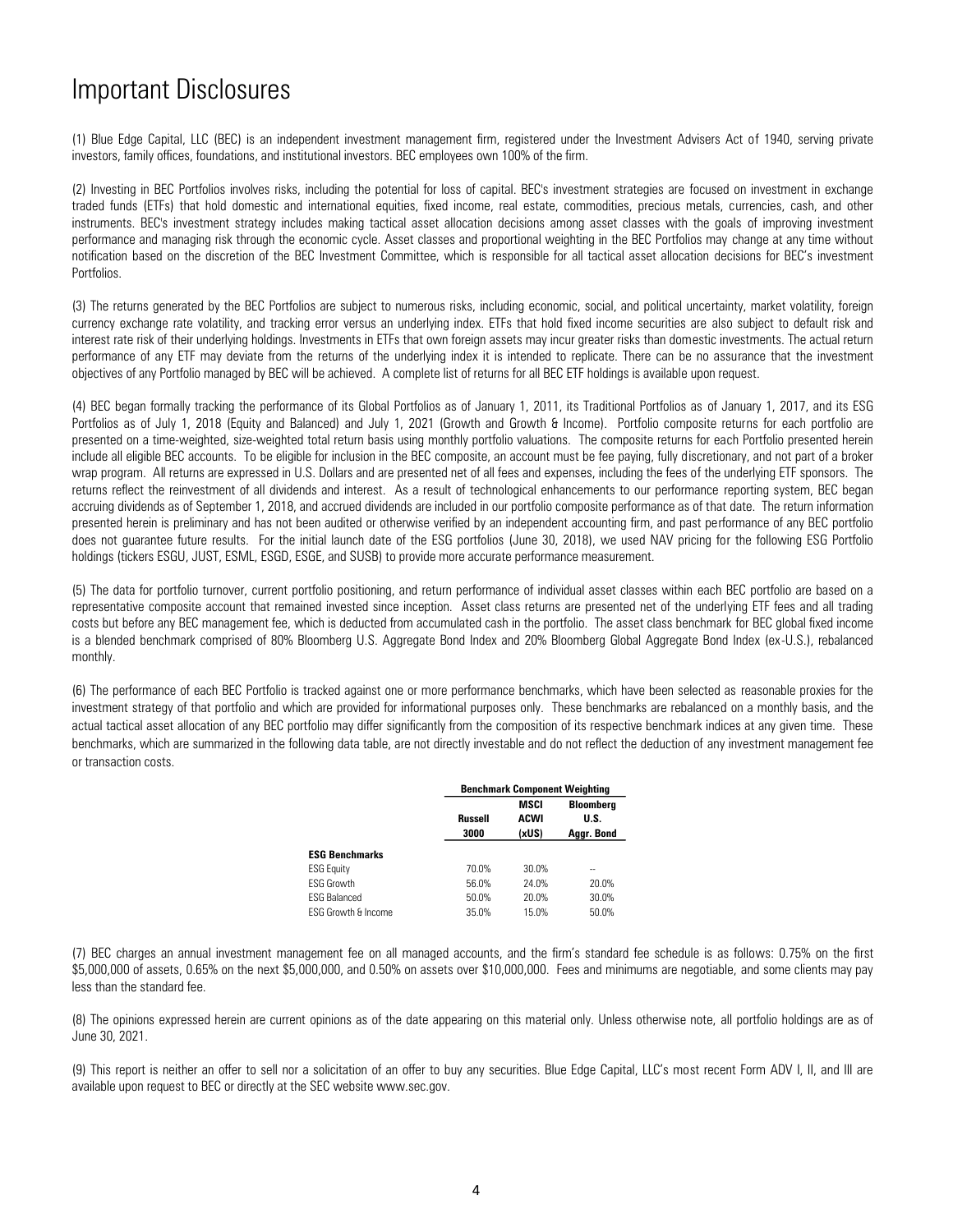# Important Disclosures

(1) Blue Edge Capital, LLC (BEC) is an independent investment management firm, registered under the Investment Advisers Act of 1940, serving private investors, family offices, foundations, and institutional investors. BEC employees own 100% of the firm.

(2) Investing in BEC Portfolios involves risks, including the potential for loss of capital. BEC's investment strategies are focused on investment in exchange traded funds (ETFs) that hold domestic and international equities, fixed income, real estate, commodities, precious metals, currencies, cash, and other instruments. BEC's investment strategy includes making tactical asset allocation decisions among asset classes with the goals of improving investment performance and managing risk through the economic cycle. Asset classes and proportional weighting in the BEC Portfolios may change at any time without notification based on the discretion of the BEC Investment Committee, which is responsible for all tactical asset allocation decisions for BEC's investment Portfolios.

(3) The returns generated by the BEC Portfolios are subject to numerous risks, including economic, social, and political uncertainty, market volatility, foreign currency exchange rate volatility, and tracking error versus an underlying index. ETFs that hold fixed income securities are also subject to default risk and interest rate risk of their underlying holdings. Investments in ETFs that own foreign assets may incur greater risks than domestic investments. The actual return performance of any ETF may deviate from the returns of the underlying index it is intended to replicate. There can be no assurance that the investment objectives of any Portfolio managed by BEC will be achieved. A complete list of returns for all BEC ETF holdings is available upon request.

(4) BEC began formally tracking the performance of its Global Portfolios as of January 1, 2011, its Traditional Portfolios as of January 1, 2017, and its ESG Portfolios as of July 1, 2018 (Equity and Balanced) and July 1, 2021 (Growth and Growth & Income). Portfolio composite returns for each portfolio are presented on a time-weighted, size-weighted total return basis using monthly portfolio valuations. The composite returns for each Portfolio presented herein include all eligible BEC accounts. To be eligible for inclusion in the BEC composite, an account must be fee paying, fully discretionary, and not part of a broker wrap program. All returns are expressed in U.S. Dollars and are presented net of all fees and expenses, including the fees of the underlying ETF sponsors. The returns reflect the reinvestment of all dividends and interest. As a result of technological enhancements to our performance reporting system, BEC began accruing dividends as of September 1, 2018, and accrued dividends are included in our portfolio composite performance as of that date. The return information presented herein is preliminary and has not been audited or otherwise verified by an independent accounting firm, and past performance of any BEC portfolio does not guarantee future results. For the initial launch date of the ESG portfolios (June 30, 2018), we used NAV pricing for the following ESG Portfolio holdings (tickers ESGU, JUST, ESML, ESGD, ESGE, and SUSB) to provide more accurate performance measurement.

(5) The data for portfolio turnover, current portfolio positioning, and return performance of individual asset classes within each BEC portfolio are based on a representative composite account that remained invested since inception. Asset class returns are presented net of the underlying ETF fees and all trading costs but before any BEC management fee, which is deducted from accumulated cash in the portfolio. The asset class benchmark for BEC global fixed income is a blended benchmark comprised of 80% Bloomberg U.S. Aggregate Bond Index and 20% Bloomberg Global Aggregate Bond Index (ex-U.S.), rebalanced monthly.

(6) The performance of each BEC Portfolio is tracked against one or more performance benchmarks, which have been selected as reasonable proxies for the investment strategy of that portfolio and which are provided for informational purposes only. These benchmarks are rebalanced on a monthly basis, and the actual tactical asset allocation of any BEC portfolio may differ significantly from the composition of its respective benchmark indices at any given time. These benchmarks, which are summarized in the following data table, are not directly investable and do not reflect the deduction of any investment management fee or transaction costs.

| | **Benchmark Component Weighting** | | |
|---|---|---|---|
| | **Russell 3000** | **MSCI ACWI (xUS)** | **Bloomberg U.S. Aggr. Bond** |
| **ESG Benchmarks** | | | |
| ESG Equity | 70.0% | 30.0% | -- |
| ESG Growth | 56.0% | 24.0% | 20.0% |
| ESG Balanced | 50.0% | 20.0% | 30.0% |
| ESG Growth & Income | 35.0% | 15.0% | 50.0% |

(7) BEC charges an annual investment management fee on all managed accounts, and the firm's standard fee schedule is as follows: 0.75% on the first $5,000,000 of assets, 0.65% on the next $5,000,000, and 0.50% on assets over $10,000,000. Fees and minimums are negotiable, and some clients may pay less than the standard fee.

(8) The opinions expressed herein are current opinions as of the date appearing on this material only. Unless otherwise note, all portfolio holdings are as of June 30, 2021.

(9) This report is neither an offer to sell nor a solicitation of an offer to buy any securities. Blue Edge Capital, LLC's most recent Form ADV I, II, and III are available upon request to BEC or directly at the SEC website www.sec.gov.